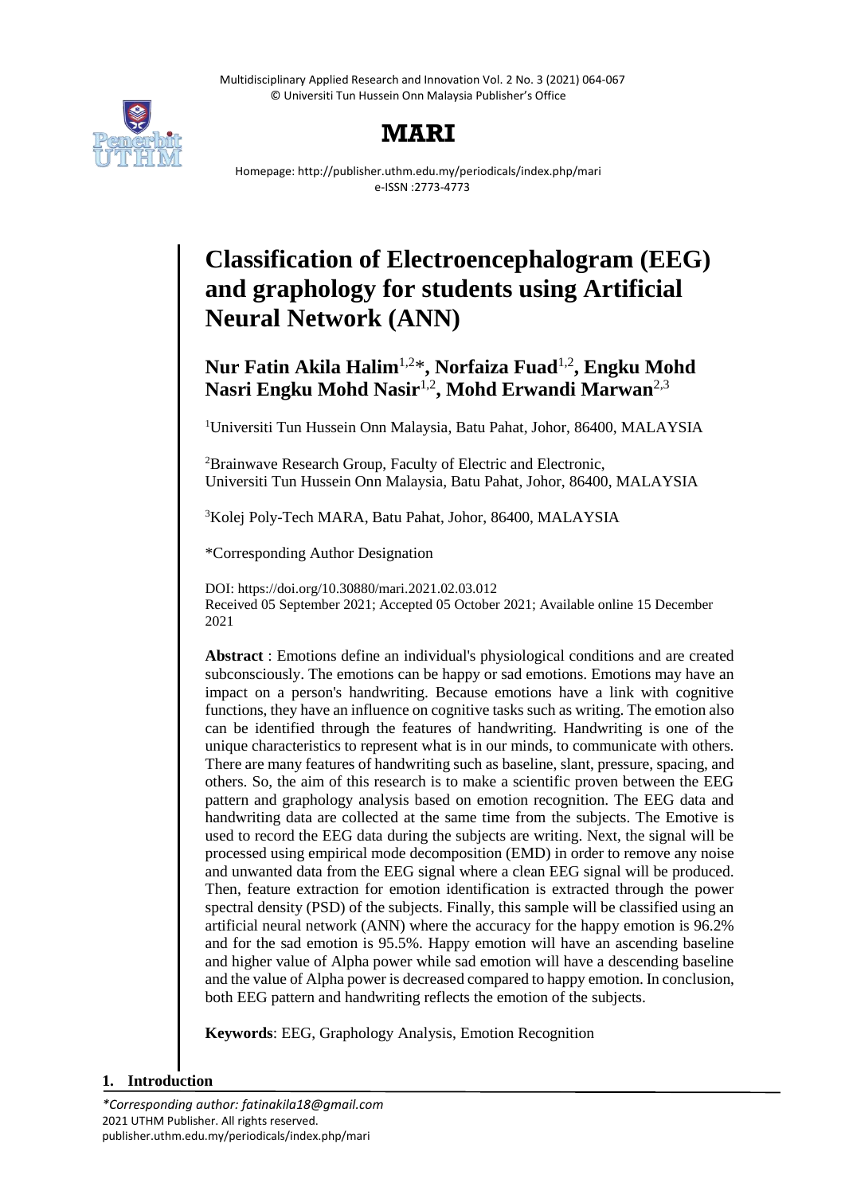# Classification of Electroencephalogram (EEG) and graphology for students using Artificial Neural Network (ANN)

**Nur Fatin Akila Halim**[1,2]*, **Norfaiza Fuad**[1,2], **Engku Mohd Nasri Engku Mohd Nasir**[1,2], **Mohd Erwandi Marwan**[2,3]

[1]Universiti Tun Hussein Onn Malaysia, Batu Pahat, Johor, 86400, MALAYSIA

[2]Brainwave Research Group, Faculty of Electric and Electronic, Universiti Tun Hussein Onn Malaysia, Batu Pahat, Johor, 86400, MALAYSIA

[3]Kolej Poly-Tech MARA, Batu Pahat, Johor, 86400, MALAYSIA

*Corresponding Author Designation

DOI: https://doi.org/10.30880/mari.2021.02.03.012
Received 05 September 2021; Accepted 05 October 2021; Available online 15 December 2021

**Abstract** : Emotions define an individual's physiological conditions and are created subconsciously. The emotions can be happy or sad emotions. Emotions may have an impact on a person's handwriting. Because emotions have a link with cognitive functions, they have an influence on cognitive tasks such as writing. The emotion also can be identified through the features of handwriting. Handwriting is one of the unique characteristics to represent what is in our minds, to communicate with others. There are many features of handwriting such as baseline, slant, pressure, spacing, and others. So, the aim of this research is to make a scientific proven between the EEG pattern and graphology analysis based on emotion recognition. The EEG data and handwriting data are collected at the same time from the subjects. The Emotive is used to record the EEG data during the subjects are writing. Next, the signal will be processed using empirical mode decomposition (EMD) in order to remove any noise and unwanted data from the EEG signal where a clean EEG signal will be produced. Then, feature extraction for emotion identification is extracted through the power spectral density (PSD) of the subjects. Finally, this sample will be classified using an artificial neural network (ANN) where the accuracy for the happy emotion is 96.2% and for the sad emotion is 95.5%. Happy emotion will have an ascending baseline and higher value of Alpha power while sad emotion will have a descending baseline and the value of Alpha power is decreased compared to happy emotion. In conclusion, both EEG pattern and handwriting reflects the emotion of the subjects.

**Keywords**: EEG, Graphology Analysis, Emotion Recognition

## 1. Introduction

*\*Corresponding author: fatinakila18@gmail.com*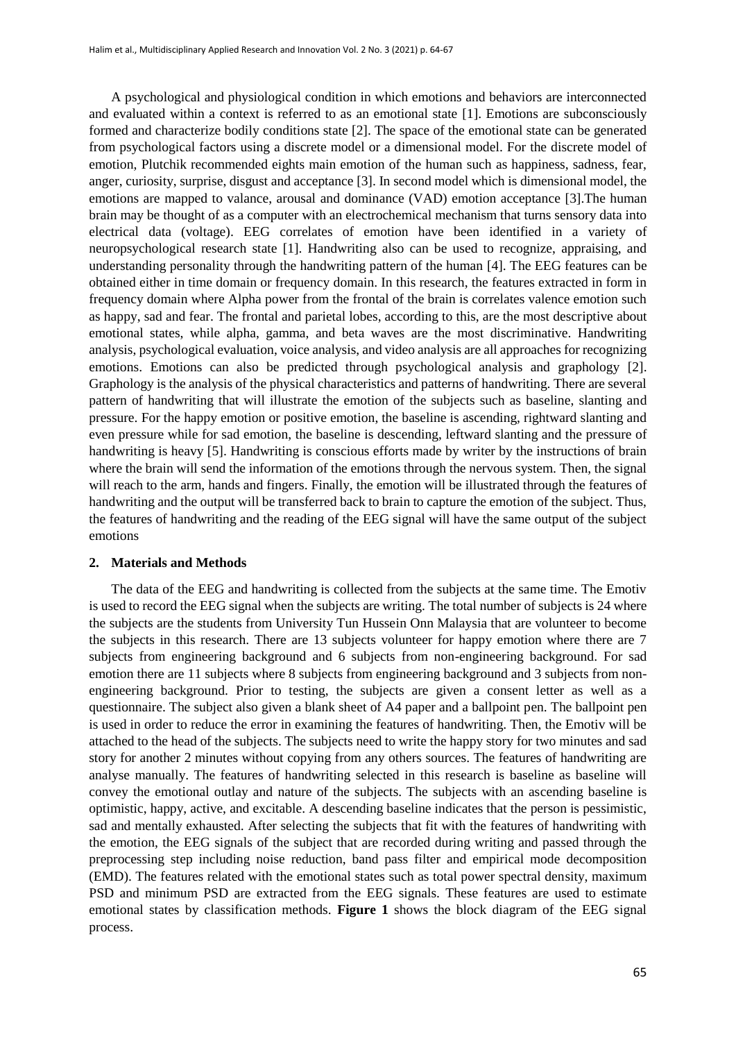A psychological and physiological condition in which emotions and behaviors are interconnected and evaluated within a context is referred to as an emotional state [1]. Emotions are subconsciously formed and characterize bodily conditions state [2]. The space of the emotional state can be generated from psychological factors using a discrete model or a dimensional model. For the discrete model of emotion, Plutchik recommended eights main emotion of the human such as happiness, sadness, fear, anger, curiosity, surprise, disgust and acceptance [3]. In second model which is dimensional model, the emotions are mapped to valance, arousal and dominance (VAD) emotion acceptance [3].The human brain may be thought of as a computer with an electrochemical mechanism that turns sensory data into electrical data (voltage). EEG correlates of emotion have been identified in a variety of neuropsychological research state [1]. Handwriting also can be used to recognize, appraising, and understanding personality through the handwriting pattern of the human [4]. The EEG features can be obtained either in time domain or frequency domain. In this research, the features extracted in form in frequency domain where Alpha power from the frontal of the brain is correlates valence emotion such as happy, sad and fear. The frontal and parietal lobes, according to this, are the most descriptive about emotional states, while alpha, gamma, and beta waves are the most discriminative. Handwriting analysis, psychological evaluation, voice analysis, and video analysis are all approaches for recognizing emotions. Emotions can also be predicted through psychological analysis and graphology [2]. Graphology is the analysis of the physical characteristics and patterns of handwriting. There are several pattern of handwriting that will illustrate the emotion of the subjects such as baseline, slanting and pressure. For the happy emotion or positive emotion, the baseline is ascending, rightward slanting and even pressure while for sad emotion, the baseline is descending, leftward slanting and the pressure of handwriting is heavy [5]. Handwriting is conscious efforts made by writer by the instructions of brain where the brain will send the information of the emotions through the nervous system. Then, the signal will reach to the arm, hands and fingers. Finally, the emotion will be illustrated through the features of handwriting and the output will be transferred back to brain to capture the emotion of the subject. Thus, the features of handwriting and the reading of the EEG signal will have the same output of the subject emotions

## 2. Materials and Methods

The data of the EEG and handwriting is collected from the subjects at the same time. The Emotiv is used to record the EEG signal when the subjects are writing. The total number of subjects is 24 where the subjects are the students from University Tun Hussein Onn Malaysia that are volunteer to become the subjects in this research. There are 13 subjects volunteer for happy emotion where there are 7 subjects from engineering background and 6 subjects from non-engineering background. For sad emotion there are 11 subjects where 8 subjects from engineering background and 3 subjects from non-engineering background. Prior to testing, the subjects are given a consent letter as well as a questionnaire. The subject also given a blank sheet of A4 paper and a ballpoint pen. The ballpoint pen is used in order to reduce the error in examining the features of handwriting. Then, the Emotiv will be attached to the head of the subjects. The subjects need to write the happy story for two minutes and sad story for another 2 minutes without copying from any others sources. The features of handwriting are analyse manually. The features of handwriting selected in this research is baseline as baseline will convey the emotional outlay and nature of the subjects. The subjects with an ascending baseline is optimistic, happy, active, and excitable. A descending baseline indicates that the person is pessimistic, sad and mentally exhausted. After selecting the subjects that fit with the features of handwriting with the emotion, the EEG signals of the subject that are recorded during writing and passed through the preprocessing step including noise reduction, band pass filter and empirical mode decomposition (EMD). The features related with the emotional states such as total power spectral density, maximum PSD and minimum PSD are extracted from the EEG signals. These features are used to estimate emotional states by classification methods. **Figure 1** shows the block diagram of the EEG signal process.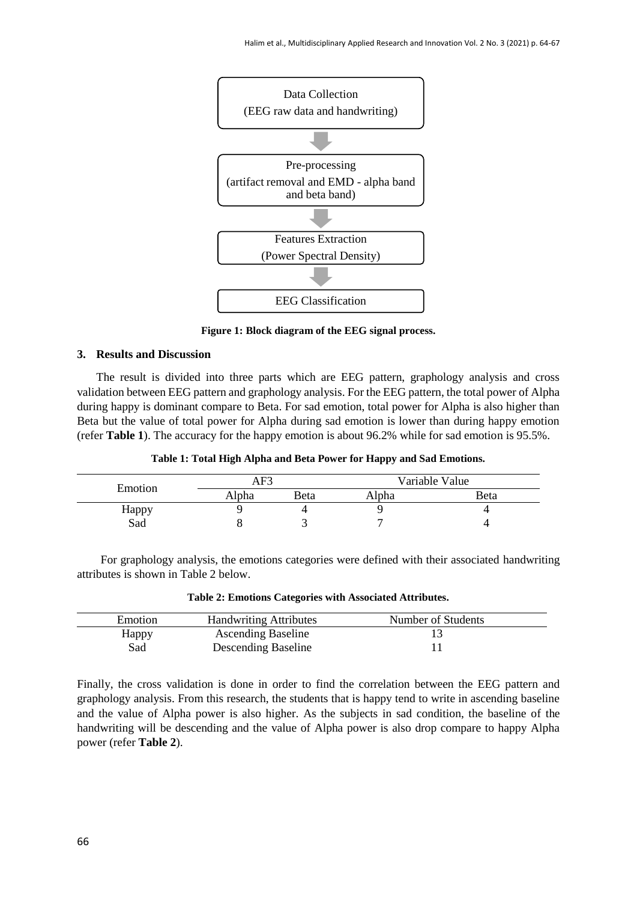Data Collection
(EEG raw data and handwriting)

Pre-processing
(artifact removal and EMD - alpha band and beta band)

Features Extraction
(Power Spectral Density)

EEG Classification

**Figure 1: Block diagram of the EEG signal process.**

## 3. Results and Discussion

The result is divided into three parts which are EEG pattern, graphology analysis and cross validation between EEG pattern and graphology analysis. For the EEG pattern, the total power of Alpha during happy is dominant compare to Beta. For sad emotion, total power for Alpha is also higher than Beta but the value of total power for Alpha during sad emotion is lower than during happy emotion (refer **Table 1**). The accuracy for the happy emotion is about 96.2% while for sad emotion is 95.5%.

**Table 1: Total High Alpha and Beta Power for Happy and Sad Emotions.**

| Emotion | AF3 | | Variable Value | |
|---|---|---|---|---|
| | Alpha | Beta | Alpha | Beta |
| Happy | 9 | 4 | 9 | 4 |
| Sad | 8 | 3 | 7 | 4 |

For graphology analysis, the emotions categories were defined with their associated handwriting attributes is shown in Table 2 below.

**Table 2: Emotions Categories with Associated Attributes.**

| Emotion | Handwriting Attributes | Number of Students |
|---|---|---|
| Happy | Ascending Baseline | 13 |
| Sad | Descending Baseline | 11 |

Finally, the cross validation is done in order to find the correlation between the EEG pattern and graphology analysis. From this research, the students that is happy tend to write in ascending baseline and the value of Alpha power is also higher. As the subjects in sad condition, the baseline of the handwriting will be descending and the value of Alpha power is also drop compare to happy Alpha power (refer **Table 2**).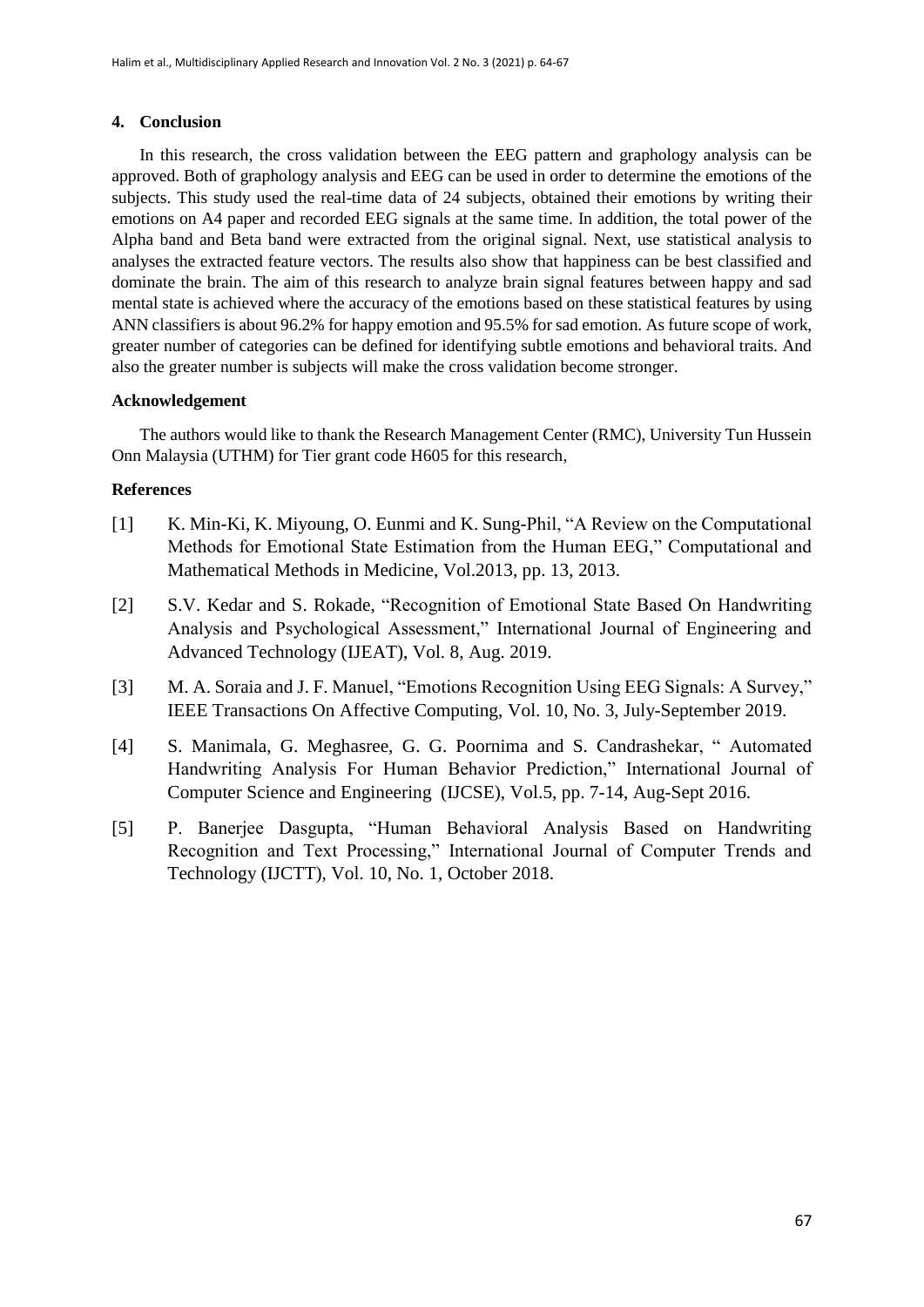## 4. Conclusion

In this research, the cross validation between the EEG pattern and graphology analysis can be approved. Both of graphology analysis and EEG can be used in order to determine the emotions of the subjects. This study used the real-time data of 24 subjects, obtained their emotions by writing their emotions on A4 paper and recorded EEG signals at the same time. In addition, the total power of the Alpha band and Beta band were extracted from the original signal. Next, use statistical analysis to analyses the extracted feature vectors. The results also show that happiness can be best classified and dominate the brain. The aim of this research to analyze brain signal features between happy and sad mental state is achieved where the accuracy of the emotions based on these statistical features by using ANN classifiers is about 96.2% for happy emotion and 95.5% for sad emotion. As future scope of work, greater number of categories can be defined for identifying subtle emotions and behavioral traits. And also the greater number is subjects will make the cross validation become stronger.

### Acknowledgement

The authors would like to thank the Research Management Center (RMC), University Tun Hussein Onn Malaysia (UTHM) for Tier grant code H605 for this research,

### References

[1] K. Min-Ki, K. Miyoung, O. Eunmi and K. Sung-Phil, “A Review on the Computational Methods for Emotional State Estimation from the Human EEG,” Computational and Mathematical Methods in Medicine, Vol.2013, pp. 13, 2013.

[2] S.V. Kedar and S. Rokade, “Recognition of Emotional State Based On Handwriting Analysis and Psychological Assessment,” International Journal of Engineering and Advanced Technology (IJEAT), Vol. 8, Aug. 2019.

[3] M. A. Soraia and J. F. Manuel, “Emotions Recognition Using EEG Signals: A Survey,” IEEE Transactions On Affective Computing, Vol. 10, No. 3, July-September 2019.

[4] S. Manimala, G. Meghasree, G. G. Poornima and S. Candrashekar, “ Automated Handwriting Analysis For Human Behavior Prediction,” International Journal of Computer Science and Engineering (IJCSE), Vol.5, pp. 7-14, Aug-Sept 2016.

[5] P. Banerjee Dasgupta, “Human Behavioral Analysis Based on Handwriting Recognition and Text Processing,” International Journal of Computer Trends and Technology (IJCTT), Vol. 10, No. 1, October 2018.